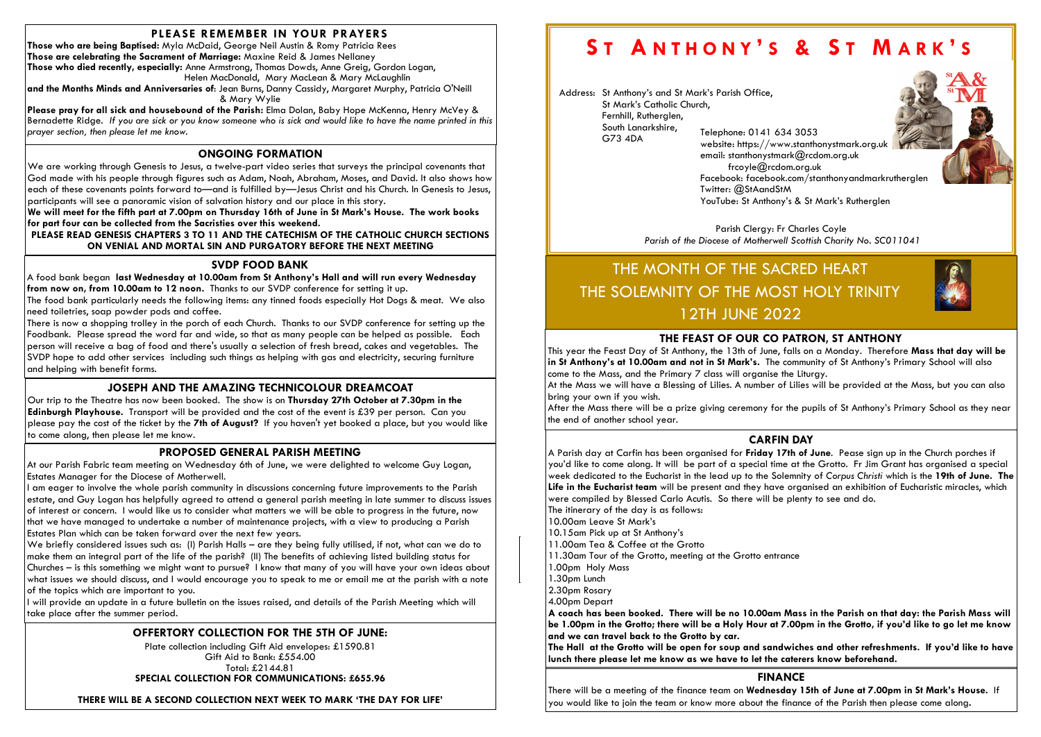# St Anthony's & St Mark's

Address: St Anthony's and St Mark's Parish Office,
St Mark's Catholic Church,
Fernhill, Rutherglen,
South Lanarkshire,
G73 4DA

Telephone: 0141 634 3053
website: https://www.stanthonystmark.org.uk
email: stanthonystmark@rcdom.org.uk
frcoyle@rcdom.org.uk
Facebook: facebook.com/stanthonyandmarkrutherglen
Twitter: @StAandStM
YouTube: St Anthony's & St Mark's Rutherglen

Parish Clergy: Fr Charles Coyle
*Parish of the Diocese of Motherwell Scottish Charity No. SC011041*

## THE MONTH OF THE SACRED HEART
## THE SOLEMNITY OF THE MOST HOLY TRINITY
## 12TH JUNE 2022

### PLEASE REMEMBER IN YOUR PRAYERS

**Those who are being Baptised:** Myla McDaid, George Neil Austin & Romy Patricia Rees
**Those are celebrating the Sacrament of Marriage:** Maxine Reid & James Nellaney
**Those who died recently, especially:** Anne Armstrong, Thomas Dowds, Anne Greig, Gordon Logan, Helen MacDonald, Mary MacLean & Mary McLaughlin
**and the Months Minds and Anniversaries of:** Jean Burns, Danny Cassidy, Margaret Murphy, Patricia O'Neill & Mary Wylie
**Please pray for all sick and housebound of the Parish:** Elma Dolan, Baby Hope McKenna, Henry McVey & Bernadette Ridge. *If you are sick or you know someone who is sick and would like to have the name printed in this prayer section, then please let me know.*

### ONGOING FORMATION

We are working through Genesis to Jesus, a twelve-part video series that surveys the principal covenants that God made with his people through figures such as Adam, Noah, Abraham, Moses, and David. It also shows how each of these covenants points forward to—and is fulfilled by—Jesus Christ and his Church. In Genesis to Jesus, participants will see a panoramic vision of salvation history and our place in this story.

**We will meet for the fifth part at 7.00pm on Thursday 16th of June in St Mark's House. The work books for part four can be collected from the Sacristies over this weekend.**

**PLEASE READ GENESIS CHAPTERS 3 TO 11 AND THE CATECHISM OF THE CATHOLIC CHURCH SECTIONS ON VENIAL AND MORTAL SIN AND PURGATORY BEFORE THE NEXT MEETING**

### SVDP FOOD BANK

A food bank began **last Wednesday at 10.00am from St Anthony's Hall and will run every Wednesday from now on, from 10.00am to 12 noon.** Thanks to our SVDP conference for setting it up.

The food bank particularly needs the following items: any tinned foods especially Hot Dogs & meat. We also need toiletries, soap powder pods and coffee.

There is now a shopping trolley in the porch of each Church. Thanks to our SVDP conference for setting up the Foodbank. Please spread the word far and wide, so that as many people can be helped as possible. Each person will receive a bag of food and there's usually a selection of fresh bread, cakes and vegetables. The SVDP hope to add other services including such things as helping with gas and electricity, securing furniture and helping with benefit forms.

### JOSEPH AND THE AMAZING TECHNICOLOUR DREAMCOAT

Our trip to the Theatre has now been booked. The show is on **Thursday 27th October at 7.30pm in the Edinburgh Playhouse.** Transport will be provided and the cost of the event is £39 per person. Can you please pay the cost of the ticket by the **7th of August?** If you haven't yet booked a place, but you would like to come along, then please let me know.

### PROPOSED GENERAL PARISH MEETING

At our Parish Fabric team meeting on Wednesday 6th of June, we were delighted to welcome Guy Logan, Estates Manager for the Diocese of Motherwell.

I am eager to involve the whole parish community in discussions concerning future improvements to the Parish estate, and Guy Logan has helpfully agreed to attend a general parish meeting in late summer to discuss issues of interest or concern. I would like us to consider what matters we will be able to progress in the future, now that we have managed to undertake a number of maintenance projects, with a view to producing a Parish Estates Plan which can be taken forward over the next few years.

We briefly considered issues such as: (I) Parish Halls – are they being fully utilised, if not, what can we do to make them an integral part of the life of the parish? (II) The benefits of achieving listed building status for Churches – is this something we might want to pursue? I know that many of you will have your own ideas about what issues we should discuss, and I would encourage you to speak to me or email me at the parish with a note of the topics which are important to you.

I will provide an update in a future bulletin on the issues raised, and details of the Parish Meeting which will take place after the summer period.

### OFFERTORY COLLECTION FOR THE 5TH OF JUNE:

Plate collection including Gift Aid envelopes: £1590.81
Gift Aid to Bank: £554.00
Total: £2144.81
**SPECIAL COLLECTION FOR COMMUNICATIONS: £655.96**

**THERE WILL BE A SECOND COLLECTION NEXT WEEK TO MARK 'THE DAY FOR LIFE'**

### THE FEAST OF OUR CO PATRON, ST ANTHONY

This year the Feast Day of St Anthony, the 13th of June, falls on a Monday. Therefore **Mass that day will be in St Anthony's at 10.00am and not in St Mark's.** The community of St Anthony's Primary School will also come to the Mass, and the Primary 7 class will organise the Liturgy.

At the Mass we will have a Blessing of Lilies. A number of Lilies will be provided at the Mass, but you can also bring your own if you wish.

After the Mass there will be a prize giving ceremony for the pupils of St Anthony's Primary School as they near the end of another school year.

### CARFIN DAY

A Parish day at Carfin has been organised for **Friday 17th of June**. Pease sign up in the Church porches if you'd like to come along. It will be part of a special time at the Grotto. Fr Jim Grant has organised a special week dedicated to the Eucharist in the lead up to the Solemnity of *Corpus Christi* which is the **19th of June. The Life in the Eucharist team** will be present and they have organised an exhibition of Eucharistic miracles, which were compiled by Blessed Carlo Acutis. So there will be plenty to see and do.

The itinerary of the day is as follows:

10.00am Leave St Mark's
10.15am Pick up at St Anthony's
11.00am Tea & Coffee at the Grotto
11.30am Tour of the Grotto, meeting at the Grotto entrance
1.00pm Holy Mass
1.30pm Lunch
2.30pm Rosary
4.00pm Depart

**A coach has been booked. There will be no 10.00am Mass in the Parish on that day: the Parish Mass will be 1.00pm in the Grotto; there will be a Holy Hour at 7.00pm in the Grotto, if you'd like to go let me know and we can travel back to the Grotto by car.**

**The Hall at the Grotto will be open for soup and sandwiches and other refreshments. If you'd like to have lunch there please let me know as we have to let the caterers know beforehand.**

### FINANCE

There will be a meeting of the finance team on **Wednesday 15th of June at 7.00pm in St Mark's House.** If you would like to join the team or know more about the finance of the Parish then please come along.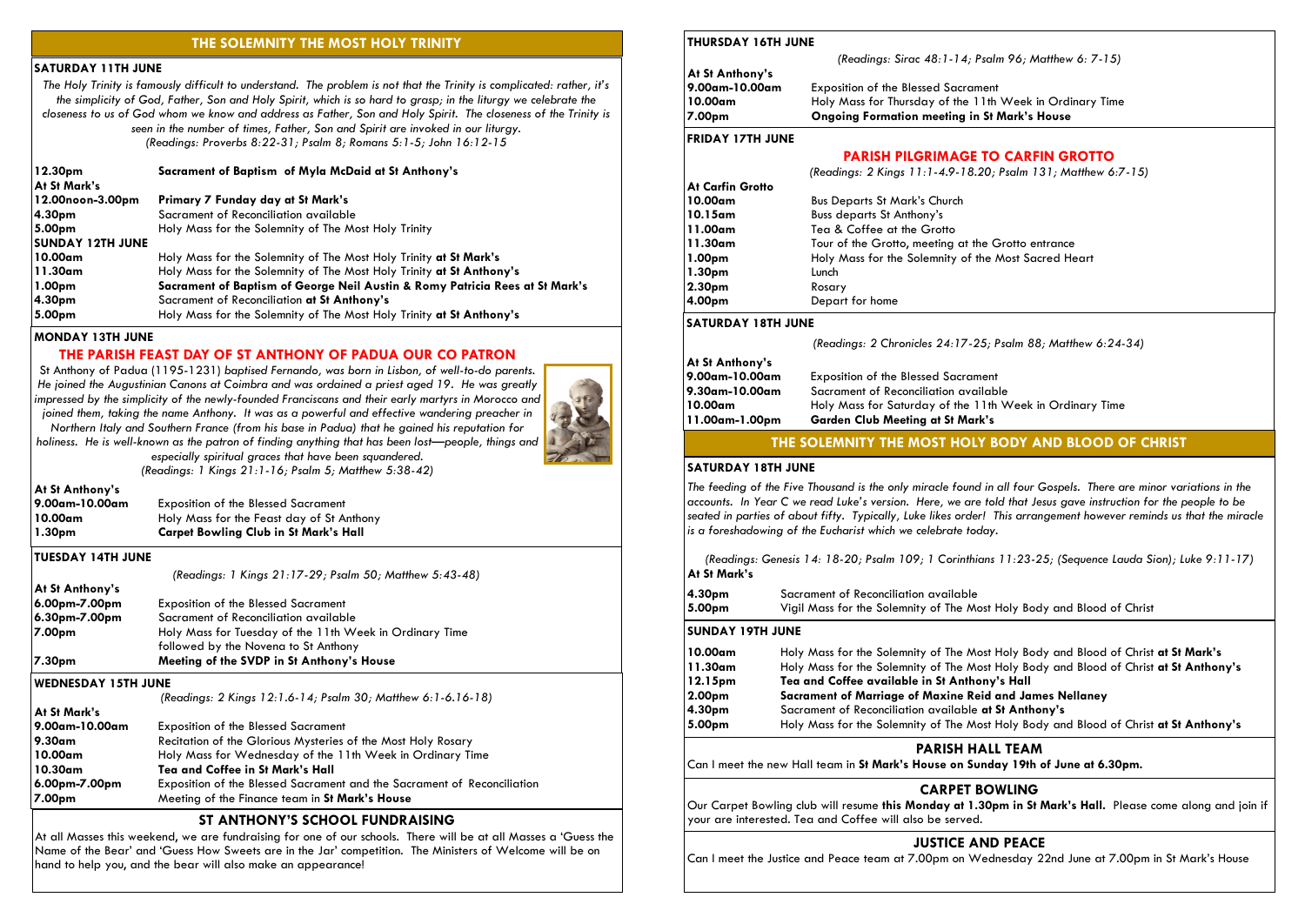## THE SOLEMNITY THE MOST HOLY TRINITY

### SATURDAY 11TH JUNE

*The Holy Trinity is famously difficult to understand. The problem is not that the Trinity is complicated: rather, it's the simplicity of God, Father, Son and Holy Spirit, which is so hard to grasp; in the liturgy we celebrate the closeness to us of God whom we know and address as Father, Son and Holy Spirit. The closeness of the Trinity is seen in the number of times, Father, Son and Spirit are invoked in our liturgy.*
*(Readings: Proverbs 8:22-31; Psalm 8; Romans 5:1-5; John 16:12-15*

| | |
|---|---|
| **12.30pm** | **Sacrament of Baptism of Myla McDaid at St Anthony's** |
| **At St Mark's** | |
| **12.00noon-3.00pm** | **Primary 7 Funday day at St Mark's** |
| **4.30pm** | Sacrament of Reconciliation available |
| **5.00pm** | Holy Mass for the Solemnity of The Most Holy Trinity |
| **SUNDAY 12TH JUNE** | |
| **10.00am** | Holy Mass for the Solemnity of The Most Holy Trinity **at St Mark's** |
| **11.30am** | Holy Mass for the Solemnity of The Most Holy Trinity **at St Anthony's** |
| **1.00pm** | **Sacrament of Baptism of George Neil Austin & Romy Patricia Rees at St Mark's** |
| **4.30pm** | Sacrament of Reconciliation **at St Anthony's** |
| **5.00pm** | Holy Mass for the Solemnity of The Most Holy Trinity **at St Anthony's** |

### MONDAY 13TH JUNE

## THE PARISH FEAST DAY OF ST ANTHONY OF PADUA OUR CO PATRON

*St Anthony of Padua (1195-1231) baptised Fernando, was born in Lisbon, of well-to-do parents. He joined the Augustinian Canons at Coimbra and was ordained a priest aged 19. He was greatly impressed by the simplicity of the newly-founded Franciscans and their early martyrs in Morocco and joined them, taking the name Anthony. It was as a powerful and effective wandering preacher in Northern Italy and Southern France (from his base in Padua) that he gained his reputation for holiness. He is well-known as the patron of finding anything that has been lost—people, things and especially spiritual graces that have been squandered.*
*(Readings: 1 Kings 21:1-16; Psalm 5; Matthew 5:38-42)*

| | |
|---|---|
| **At St Anthony's** | |
| **9.00am-10.00am** | Exposition of the Blessed Sacrament |
| **10.00am** | Holy Mass for the Feast day of St Anthony |
| **1.30pm** | **Carpet Bowling Club in St Mark's Hall** |

### TUESDAY 14TH JUNE

*(Readings: 1 Kings 21:17-29; Psalm 50; Matthew 5:43-48)*

| | |
|---|---|
| **At St Anthony's** | |
| **6.00pm-7.00pm** | Exposition of the Blessed Sacrament |
| **6.30pm-7.00pm** | Sacrament of Reconciliation available |
| **7.00pm** | Holy Mass for Tuesday of the 11th Week in Ordinary Time followed by the Novena to St Anthony |
| **7.30pm** | **Meeting of the SVDP in St Anthony's House** |

### WEDNESDAY 15TH JUNE

*(Readings: 2 Kings 12:1.6-14; Psalm 30; Matthew 6:1-6.16-18)*

| | |
|---|---|
| **At St Mark's** | |
| **9.00am-10.00am** | Exposition of the Blessed Sacrament |
| **9.30am** | Recitation of the Glorious Mysteries of the Most Holy Rosary |
| **10.00am** | Holy Mass for Wednesday of the 11th Week in Ordinary Time |
| **10.30am** | **Tea and Coffee in St Mark's Hall** |
| **6.00pm-7.00pm** | Exposition of the Blessed Sacrament and the Sacrament of Reconciliation |
| **7.00pm** | Meeting of the Finance team in **St Mark's House** |

## ST ANTHONY'S SCHOOL FUNDRAISING

At all Masses this weekend, we are fundraising for one of our schools. There will be at all Masses a 'Guess the Name of the Bear' and 'Guess How Sweets are in the Jar' competition. The Ministers of Welcome will be on hand to help you, and the bear will also make an appearance!

### THURSDAY 16TH JUNE

*(Readings: Sirac 48:1-14; Psalm 96; Matthew 6: 7-15)*

| | |
|---|---|
| **At St Anthony's** | |
| **9.00am-10.00am** | Exposition of the Blessed Sacrament |
| **10.00am** | Holy Mass for Thursday of the 11th Week in Ordinary Time |
| **7.00pm** | **Ongoing Formation meeting in St Mark's House** |

### FRIDAY 17TH JUNE

## PARISH PILGRIMAGE TO CARFIN GROTTO

*(Readings: 2 Kings 11:1-4.9-18.20; Psalm 131; Matthew 6:7-15)*

| | |
|---|---|
| **At Carfin Grotto** | |
| **10.00am** | Bus Departs St Mark's Church |
| **10.15am** | Buss departs St Anthony's |
| **11.00am** | Tea & Coffee at the Grotto |
| **11.30am** | Tour of the Grotto, meeting at the Grotto entrance |
| **1.00pm** | Holy Mass for the Solemnity of the Most Sacred Heart |
| **1.30pm** | Lunch |
| **2.30pm** | Rosary |
| **4.00pm** | Depart for home |

### SATURDAY 18TH JUNE

*(Readings: 2 Chronicles 24:17-25; Psalm 88; Matthew 6:24-34)*

| | |
|---|---|
| **At St Anthony's** | |
| **9.00am-10.00am** | Exposition of the Blessed Sacrament |
| **9.30am-10.00am** | Sacrament of Reconciliation available |
| **10.00am** | Holy Mass for Saturday of the 11th Week in Ordinary Time |
| **11.00am-1.00pm** | **Garden Club Meeting at St Mark's** |

## THE SOLEMNITY THE MOST HOLY BODY AND BLOOD OF CHRIST

### SATURDAY 18TH JUNE

*The feeding of the Five Thousand is the only miracle found in all four Gospels. There are minor variations in the accounts. In Year C we read Luke's version. Here, we are told that Jesus gave instruction for the people to be seated in parties of about fifty. Typically, Luke likes order! This arrangement however reminds us that the miracle is a foreshadowing of the Eucharist which we celebrate today.*

*(Readings: Genesis 14: 18-20; Psalm 109; 1 Corinthians 11:23-25; (Sequence Lauda Sion); Luke 9:11-17)*

| | |
|---|---|
| **At St Mark's** | |
| **4.30pm** | Sacrament of Reconciliation available |
| **5.00pm** | Vigil Mass for the Solemnity of The Most Holy Body and Blood of Christ |

### SUNDAY 19TH JUNE

| | |
|---|---|
| **10.00am** | Holy Mass for the Solemnity of The Most Holy Body and Blood of Christ **at St Mark's** |
| **11.30am** | Holy Mass for the Solemnity of The Most Holy Body and Blood of Christ **at St Anthony's** |
| **12.15pm** | **Tea and Coffee available in St Anthony's Hall** |
| **2.00pm** | **Sacrament of Marriage of Maxine Reid and James Nellaney** |
| **4.30pm** | Sacrament of Reconciliation available **at St Anthony's** |
| **5.00pm** | Holy Mass for the Solemnity of The Most Holy Body and Blood of Christ **at St Anthony's** |

## PARISH HALL TEAM

Can I meet the new Hall team in **St Mark's House on Sunday 19th of June at 6.30pm.**

## CARPET BOWLING

Our Carpet Bowling club will resume **this Monday at 1.30pm in St Mark's Hall.** Please come along and join if your are interested. Tea and Coffee will also be served.

## JUSTICE AND PEACE

Can I meet the Justice and Peace team at 7.00pm on Wednesday 22nd June at 7.00pm in St Mark's House